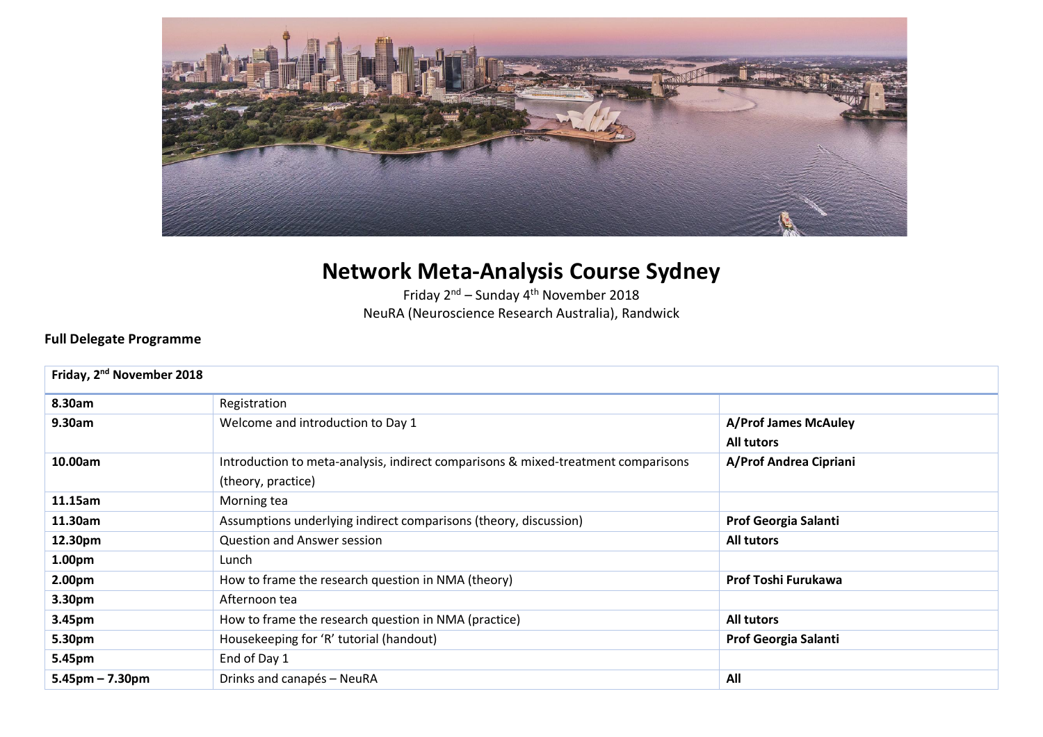# Network Meta-Analysis Course Sydney

Friday 2nd – Sunday 4th November 2018

NeuRA (Neuroscience Research Australia), Randwick

**Full Delegate Programme**

| **Friday, 2nd November 2018** | | |
|---|---|---|
| **8.30am** | Registration | |
| **9.30am** | Welcome and introduction to Day 1 | **A/Prof James McAuley**<br>**All tutors** |
| **10.00am** | Introduction to meta-analysis, indirect comparisons & mixed-treatment comparisons (theory, practice) | **A/Prof Andrea Cipriani** |
| **11.15am** | Morning tea | |
| **11.30am** | Assumptions underlying indirect comparisons (theory, discussion) | **Prof Georgia Salanti** |
| **12.30pm** | Question and Answer session | **All tutors** |
| **1.00pm** | Lunch | |
| **2.00pm** | How to frame the research question in NMA (theory) | **Prof Toshi Furukawa** |
| **3.30pm** | Afternoon tea | |
| **3.45pm** | How to frame the research question in NMA (practice) | **All tutors** |
| **5.30pm** | Housekeeping for 'R' tutorial (handout) | **Prof Georgia Salanti** |
| **5.45pm** | End of Day 1 | |
| **5.45pm – 7.30pm** | Drinks and canapés – NeuRA | **All** |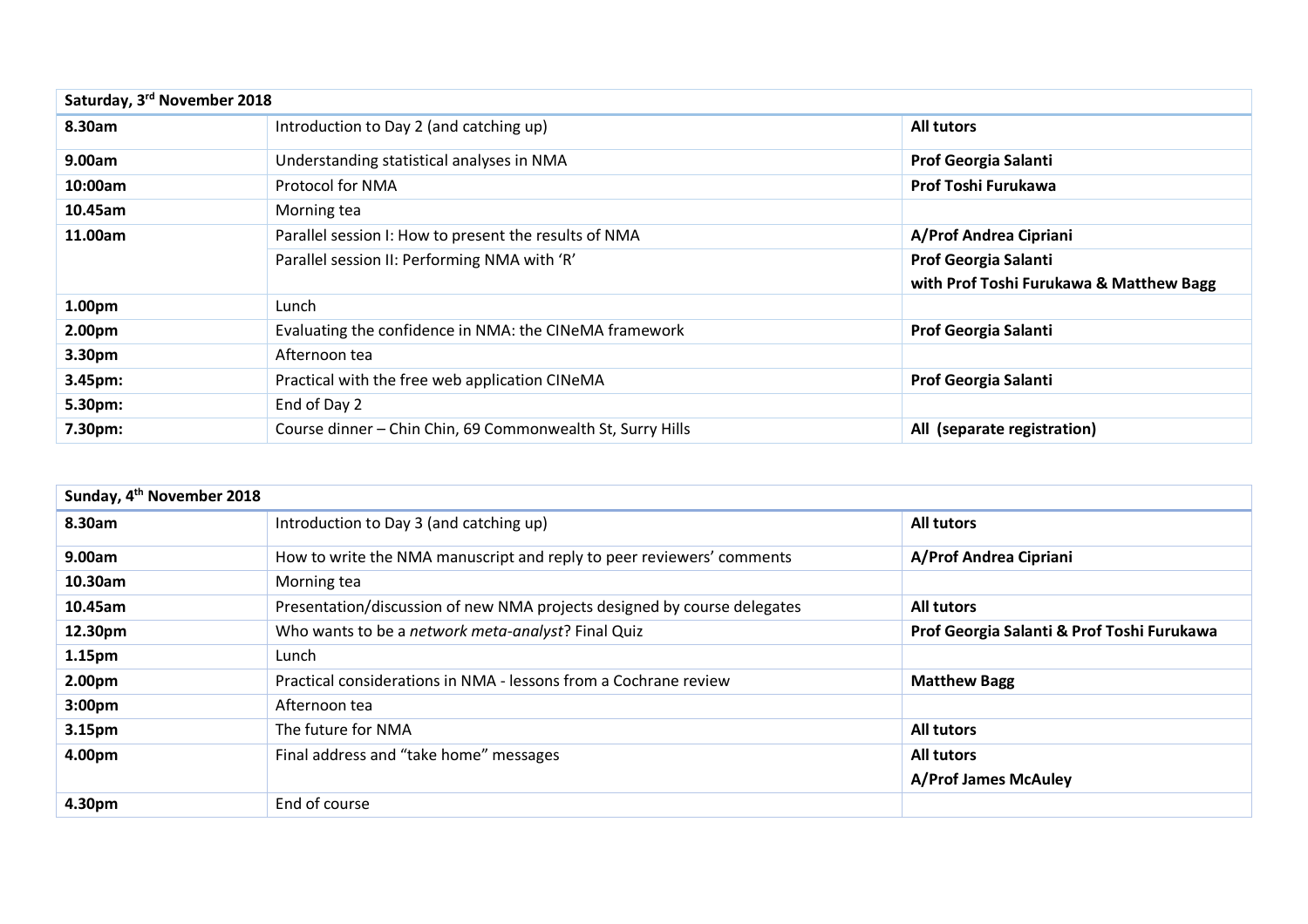| Saturday, 3rd November 2018 | | |
|---|---|---|
| **8.30am** | Introduction to Day 2 (and catching up) | **All tutors** |
| **9.00am** | Understanding statistical analyses in NMA | **Prof Georgia Salanti** |
| **10:00am** | Protocol for NMA | **Prof Toshi Furukawa** |
| **10.45am** | Morning tea | |
| **11.00am** | Parallel session I: How to present the results of NMA | **A/Prof Andrea Cipriani** |
| | Parallel session II: Performing NMA with 'R' | **Prof Georgia Salanti** **with Prof Toshi Furukawa & Matthew Bagg** |
| **1.00pm** | Lunch | |
| **2.00pm** | Evaluating the confidence in NMA: the CINeMA framework | **Prof Georgia Salanti** |
| **3.30pm** | Afternoon tea | |
| **3.45pm:** | Practical with the free web application CINeMA | **Prof Georgia Salanti** |
| **5.30pm:** | End of Day 2 | |
| **7.30pm:** | Course dinner – Chin Chin, 69 Commonwealth St, Surry Hills | **All (separate registration)** |

| Sunday, 4th November 2018 | | |
|---|---|---|
| **8.30am** | Introduction to Day 3 (and catching up) | **All tutors** |
| **9.00am** | How to write the NMA manuscript and reply to peer reviewers' comments | **A/Prof Andrea Cipriani** |
| **10.30am** | Morning tea | |
| **10.45am** | Presentation/discussion of new NMA projects designed by course delegates | **All tutors** |
| **12.30pm** | Who wants to be a *network meta-analyst*? Final Quiz | **Prof Georgia Salanti & Prof Toshi Furukawa** |
| **1.15pm** | Lunch | |
| **2.00pm** | Practical considerations in NMA - lessons from a Cochrane review | **Matthew Bagg** |
| **3:00pm** | Afternoon tea | |
| **3.15pm** | The future for NMA | **All tutors** |
| **4.00pm** | Final address and "take home" messages | **All tutors** **A/Prof James McAuley** |
| **4.30pm** | End of course | |